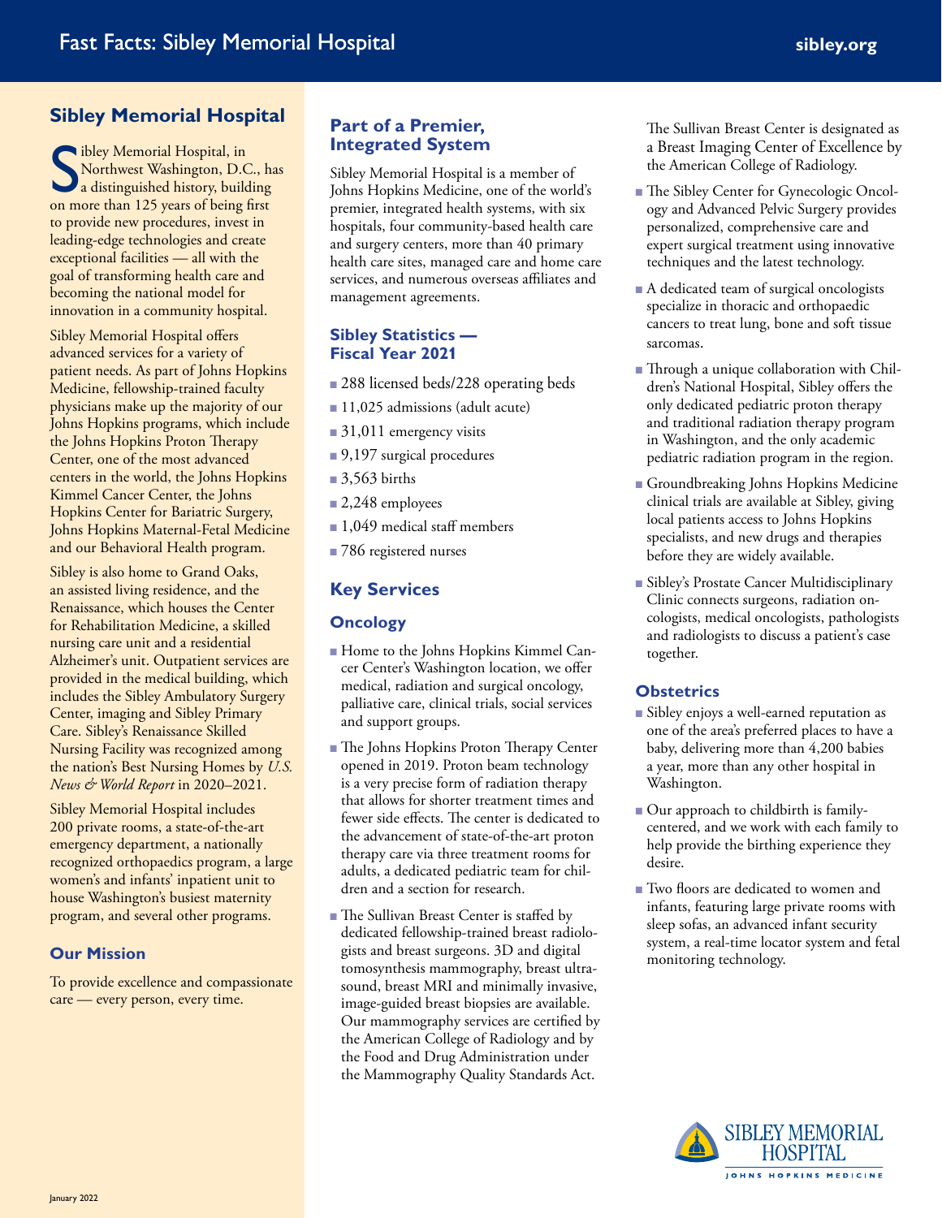# Fast Facts: Sibley Memorial Hospital

sibley.org

## Sibley Memorial Hospital

Sibley Memorial Hospital, in Northwest Washington, D.C., has a distinguished history, building on more than 125 years of being first to provide new procedures, invest in leading-edge technologies and create exceptional facilities — all with the goal of transforming health care and becoming the national model for innovation in a community hospital.

Sibley Memorial Hospital offers advanced services for a variety of patient needs. As part of Johns Hopkins Medicine, fellowship-trained faculty physicians make up the majority of our Johns Hopkins programs, which include the Johns Hopkins Proton Therapy Center, one of the most advanced centers in the world, the Johns Hopkins Kimmel Cancer Center, the Johns Hopkins Center for Bariatric Surgery, Johns Hopkins Maternal-Fetal Medicine and our Behavioral Health program.

Sibley is also home to Grand Oaks, an assisted living residence, and the Renaissance, which houses the Center for Rehabilitation Medicine, a skilled nursing care unit and a residential Alzheimer's unit. Outpatient services are provided in the medical building, which includes the Sibley Ambulatory Surgery Center, imaging and Sibley Primary Care. Sibley's Renaissance Skilled Nursing Facility was recognized among the nation's Best Nursing Homes by *U.S. News & World Report* in 2020–2021.

Sibley Memorial Hospital includes 200 private rooms, a state-of-the-art emergency department, a nationally recognized orthopaedics program, a large women's and infants' inpatient unit to house Washington's busiest maternity program, and several other programs.

### Our Mission

To provide excellence and compassionate care — every person, every time.

## Part of a Premier, Integrated System

Sibley Memorial Hospital is a member of Johns Hopkins Medicine, one of the world's premier, integrated health systems, with six hospitals, four community-based health care and surgery centers, more than 40 primary health care sites, managed care and home care services, and numerous overseas affiliates and management agreements.

## Sibley Statistics — Fiscal Year 2021

- 288 licensed beds/228 operating beds
- 11,025 admissions (adult acute)
- 31,011 emergency visits
- 9,197 surgical procedures
- 3,563 births
- 2,248 employees
- 1,049 medical staff members
- 786 registered nurses

## Key Services

### Oncology

- Home to the Johns Hopkins Kimmel Cancer Center's Washington location, we offer medical, radiation and surgical oncology, palliative care, clinical trials, social services and support groups.
- The Johns Hopkins Proton Therapy Center opened in 2019. Proton beam technology is a very precise form of radiation therapy that allows for shorter treatment times and fewer side effects. The center is dedicated to the advancement of state-of-the-art proton therapy care via three treatment rooms for adults, a dedicated pediatric team for children and a section for research.
- The Sullivan Breast Center is staffed by dedicated fellowship-trained breast radiologists and breast surgeons. 3D and digital tomosynthesis mammography, breast ultrasound, breast MRI and minimally invasive, image-guided breast biopsies are available. Our mammography services are certified by the American College of Radiology and by the Food and Drug Administration under the Mammography Quality Standards Act.

  The Sullivan Breast Center is designated as a Breast Imaging Center of Excellence by the American College of Radiology.
- The Sibley Center for Gynecologic Oncology and Advanced Pelvic Surgery provides personalized, comprehensive care and expert surgical treatment using innovative techniques and the latest technology.
- A dedicated team of surgical oncologists specialize in thoracic and orthopaedic cancers to treat lung, bone and soft tissue sarcomas.
- Through a unique collaboration with Children's National Hospital, Sibley offers the only dedicated pediatric proton therapy and traditional radiation therapy program in Washington, and the only academic pediatric radiation program in the region.
- Groundbreaking Johns Hopkins Medicine clinical trials are available at Sibley, giving local patients access to Johns Hopkins specialists, and new drugs and therapies before they are widely available.
- Sibley's Prostate Cancer Multidisciplinary Clinic connects surgeons, radiation oncologists, medical oncologists, pathologists and radiologists to discuss a patient's case together.

### Obstetrics

- Sibley enjoys a well-earned reputation as one of the area's preferred places to have a baby, delivering more than 4,200 babies a year, more than any other hospital in Washington.
- Our approach to childbirth is family-centered, and we work with each family to help provide the birthing experience they desire.
- Two floors are dedicated to women and infants, featuring large private rooms with sleep sofas, an advanced infant security system, a real-time locator system and fetal monitoring technology.

SIBLEY MEMORIAL HOSPITAL
JOHNS HOPKINS MEDICINE

January 2022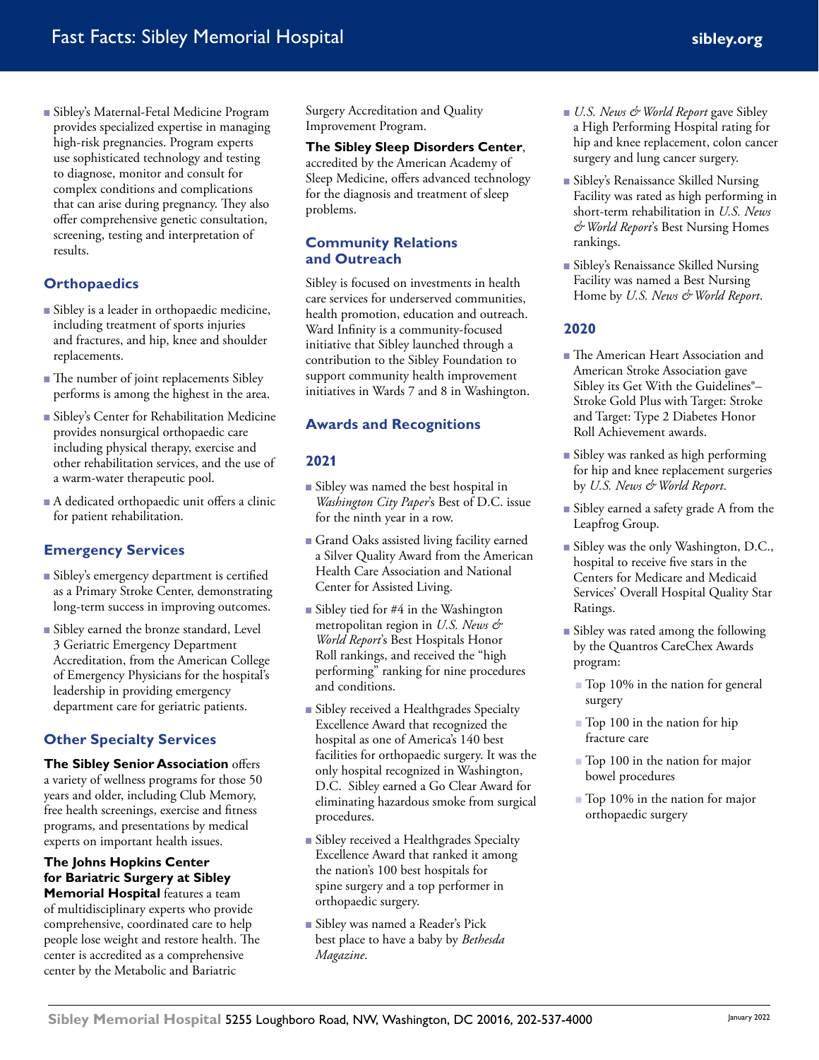- Sibley's Maternal-Fetal Medicine Program provides specialized expertise in managing high-risk pregnancies. Program experts use sophisticated technology and testing to diagnose, monitor and consult for complex conditions and complications that can arise during pregnancy. They also offer comprehensive genetic consultation, screening, testing and interpretation of results.

## Orthopaedics

- Sibley is a leader in orthopaedic medicine, including treatment of sports injuries and fractures, and hip, knee and shoulder replacements.
- The number of joint replacements Sibley performs is among the highest in the area.
- Sibley's Center for Rehabilitation Medicine provides nonsurgical orthopaedic care including physical therapy, exercise and other rehabilitation services, and the use of a warm-water therapeutic pool.
- A dedicated orthopaedic unit offers a clinic for patient rehabilitation.

## Emergency Services

- Sibley's emergency department is certified as a Primary Stroke Center, demonstrating long-term success in improving outcomes.
- Sibley earned the bronze standard, Level 3 Geriatric Emergency Department Accreditation, from the American College of Emergency Physicians for the hospital's leadership in providing emergency department care for geriatric patients.

## Other Specialty Services

**The Sibley Senior Association** offers a variety of wellness programs for those 50 years and older, including Club Memory, free health screenings, exercise and fitness programs, and presentations by medical experts on important health issues.

**The Johns Hopkins Center for Bariatric Surgery at Sibley Memorial Hospital** features a team of multidisciplinary experts who provide comprehensive, coordinated care to help people lose weight and restore health. The center is accredited as a comprehensive center by the Metabolic and Bariatric Surgery Accreditation and Quality Improvement Program.

**The Sibley Sleep Disorders Center**, accredited by the American Academy of Sleep Medicine, offers advanced technology for the diagnosis and treatment of sleep problems.

## Community Relations and Outreach

Sibley is focused on investments in health care services for underserved communities, health promotion, education and outreach. Ward Infinity is a community-focused initiative that Sibley launched through a contribution to the Sibley Foundation to support community health improvement initiatives in Wards 7 and 8 in Washington.

## Awards and Recognitions

### 2021

- Sibley was named the best hospital in *Washington City Paper*'s Best of D.C. issue for the ninth year in a row.
- Grand Oaks assisted living facility earned a Silver Quality Award from the American Health Care Association and National Center for Assisted Living.
- Sibley tied for #4 in the Washington metropolitan region in *U.S. News & World Report*'s Best Hospitals Honor Roll rankings, and received the "high performing" ranking for nine procedures and conditions.
- Sibley received a Healthgrades Specialty Excellence Award that recognized the hospital as one of America's 140 best facilities for orthopaedic surgery. It was the only hospital recognized in Washington, D.C. Sibley earned a Go Clear Award for eliminating hazardous smoke from surgical procedures.
- Sibley received a Healthgrades Specialty Excellence Award that ranked it among the nation's 100 best hospitals for spine surgery and a top performer in orthopaedic surgery.
- Sibley was named a Reader's Pick best place to have a baby by *Bethesda Magazine*.
- *U.S. News & World Report* gave Sibley a High Performing Hospital rating for hip and knee replacement, colon cancer surgery and lung cancer surgery.
- Sibley's Renaissance Skilled Nursing Facility was rated as high performing in short-term rehabilitation in *U.S. News & World Report*'s Best Nursing Homes rankings.
- Sibley's Renaissance Skilled Nursing Facility was named a Best Nursing Home by *U.S. News & World Report*.

### 2020

- The American Heart Association and American Stroke Association gave Sibley its Get With the Guidelines®–Stroke Gold Plus with Target: Stroke and Target: Type 2 Diabetes Honor Roll Achievement awards.
- Sibley was ranked as high performing for hip and knee replacement surgeries by *U.S. News & World Report*.
- Sibley earned a safety grade A from the Leapfrog Group.
- Sibley was the only Washington, D.C., hospital to receive five stars in the Centers for Medicare and Medicaid Services' Overall Hospital Quality Star Ratings.
- Sibley was rated among the following by the Quantros CareChex Awards program:
  - Top 10% in the nation for general surgery
  - Top 100 in the nation for hip fracture care
  - Top 100 in the nation for major bowel procedures
  - Top 10% in the nation for major orthopaedic surgery

**Sibley Memorial Hospital** 5255 Loughboro Road, NW, Washington, DC 20016, 202-537-4000

January 2022